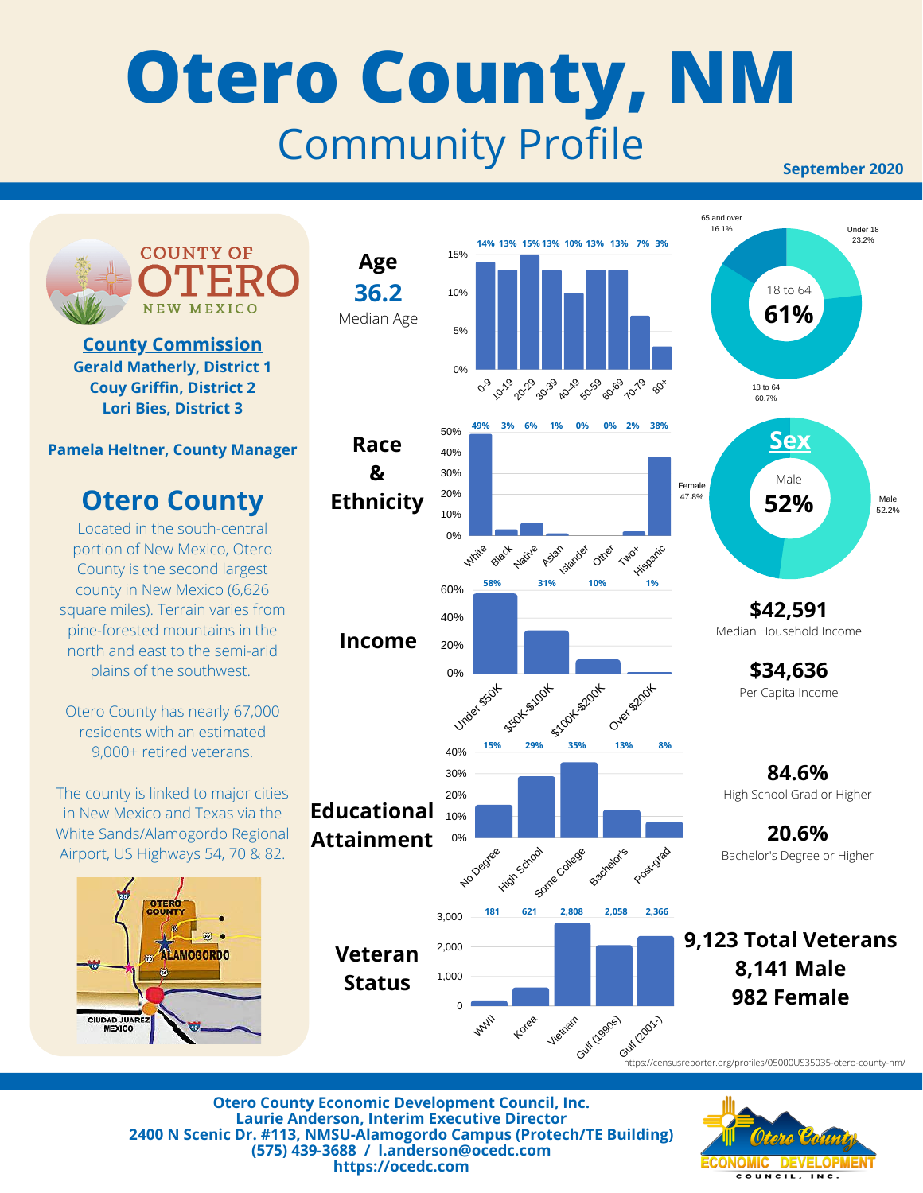# Otero County, NM

## Community Profile

September 2020

COUNTY OF OTERO NEW MEXICO

**County Commission**

**Gerald Matherly, District 1**
**Couy Griffin, District 2**
**Lori Bies, District 3**

**Pamela Heltner, County Manager**

## Otero County

Located in the south-central portion of New Mexico, Otero County is the second largest county in New Mexico (6,626 square miles). Terrain varies from pine-forested mountains in the north and east to the semi-arid plains of the southwest.

Otero County has nearly 67,000 residents with an estimated 9,000+ retired veterans.

The county is linked to major cities in New Mexico and Texas via the White Sands/Alamogordo Regional Airport, US Highways 54, 70 & 82.

### Age

**36.2** Median Age

| 0-9 | 10-19 | 20-29 | 30-39 | 40-49 | 50-59 | 60-69 | 70-79 | 80+ |
|---|---|---|---|---|---|---|---|---|
| 14% | 13% | 15% | 13% | 10% | 13% | 13% | 7% | 3% |

| Under 18 | 18 to 64 | 65 and over |
|---|---|---|
| 23.2% | 60.7% | 16.1% |

18 to 64 **61%**

### Race & Ethnicity

| White | Black | Native | Asian | Islander | Other | Two+ | Hispanic |
|---|---|---|---|---|---|---|---|
| 49% | 3% | 6% | 1% | 0% | 0% | 2% | 38% |

**Sex**

Male **52%**

| Female | Male |
|---|---|
| 47.8% | 52.2% |

### Income

| Under $50K | $50K-$100K | $100K-$200K | Over $200K |
|---|---|---|---|
| 58% | 31% | 10% | 1% |

**$42,591** Median Household Income

**$34,636** Per Capita Income

### Educational Attainment

| No Degree | High School | Some College | Bachelor's | Post-grad |
|---|---|---|---|---|
| 15% | 29% | 35% | 13% | 8% |

**84.6%** High School Grad or Higher

**20.6%** Bachelor's Degree or Higher

### Veteran Status

| WWII | Korea | Vietnam | Gulf (1990s) | Gulf (2001-) |
|---|---|---|---|---|
| 181 | 621 | 2,808 | 2,058 | 2,366 |

**9,123 Total Veterans**
**8,141 Male**
**982 Female**

https://censusreporter.org/profiles/05000US35035-otero-county-nm/

**Otero County Economic Development Council, Inc.**
**Laurie Anderson, Interim Executive Director**
**2400 N Scenic Dr. #113, NMSU-Alamogordo Campus (Protech/TE Building)**
**(575) 439-3688 / l.anderson@ocedc.com**
**https://ocedc.com**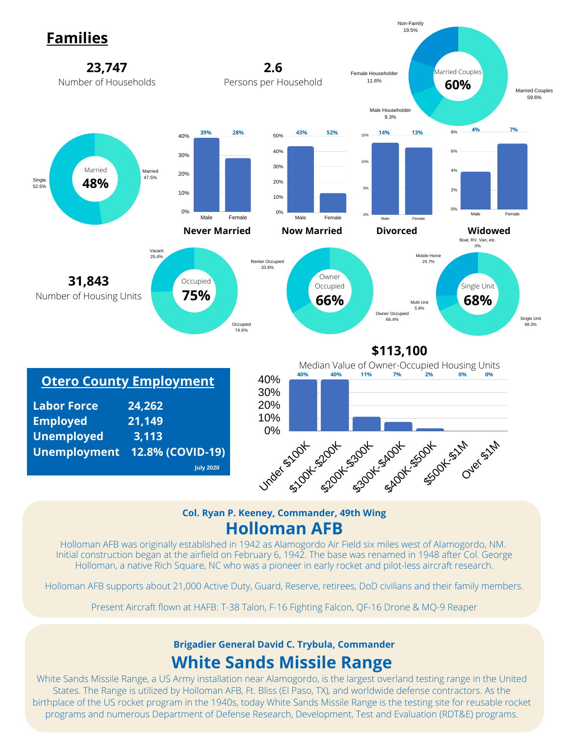## Families

**23,747**
Number of Households

**2.6**
Persons per Household

Non-Family 19.5%
Female Householder 11.6%
Male Householder 9.3%
Married Couples 60%
Married Couples 59.6%

Married 48%
Single 52.5%
Married 47.5%

**Never Married**
40% 30% 20% 10% 0%
39% 28%
Male Female

**Now Married**
50% 40% 30% 20% 10% 0%
43% 52%
Male Female

**Divorced**
15% 10% 5% 0%
14% 13%
Male Female

**Widowed**
8% 6% 4% 2% 0%
4% 7%
Male Female

**31,843**
Number of Housing Units

Vacant 25.4%
Occupied 75%
Occupied 74.6%

Renter Occupied 33.6%
Owner Occupied 66%
Owner Occupied 66.4%

Boat, RV, Van, etc. 0%
Mobile Home 25.7%
Multi Unit 5.9%
Single Unit 68%
Single Unit 68.3%

**$113,100**
Median Value of Owner-Occupied Housing Units

40% 30% 20% 10% 0%
40% 40% 11% 7% 2% 0% 0%
Under $100K $100K-$200K $200K-$300K $300K-$400K $400K-$500K $500K-$1M Over $1M

### Otero County Employment

| | |
|---|---|
| **Labor Force** | **24,262** |
| **Employed** | **21,149** |
| **Unemployed** | **3,113** |
| **Unemployment** | **12.8% (COVID-19)** |

July 2020

**Col. Ryan P. Keeney, Commander, 49th Wing**

## Holloman AFB

Holloman AFB was originally established in 1942 as Alamogordo Air Field six miles west of Alamogordo, NM. Initial construction began at the airfield on February 6, 1942. The base was renamed in 1948 after Col. George Holloman, a native Rich Square, NC who was a pioneer in early rocket and pilot-less aircraft research.

Holloman AFB supports about 21,000 Active Duty, Guard, Reserve, retirees, DoD civilians and their family members.

Present Aircraft flown at HAFB: T-38 Talon, F-16 Fighting Falcon, QF-16 Drone & MQ-9 Reaper

**Brigadier General David C. Trybula, Commander**

## White Sands Missile Range

White Sands Missile Range, a US Army installation near Alamogordo, is the largest overland testing range in the United States. The Range is utilized by Holloman AFB, Ft. Bliss (El Paso, TX), and worldwide defense contractors. As the birthplace of the US rocket program in the 1940s, today White Sands Missile Range is the testing site for reusable rocket programs and numerous Department of Defense Research, Development, Test and Evaluation (RDT&E) programs.